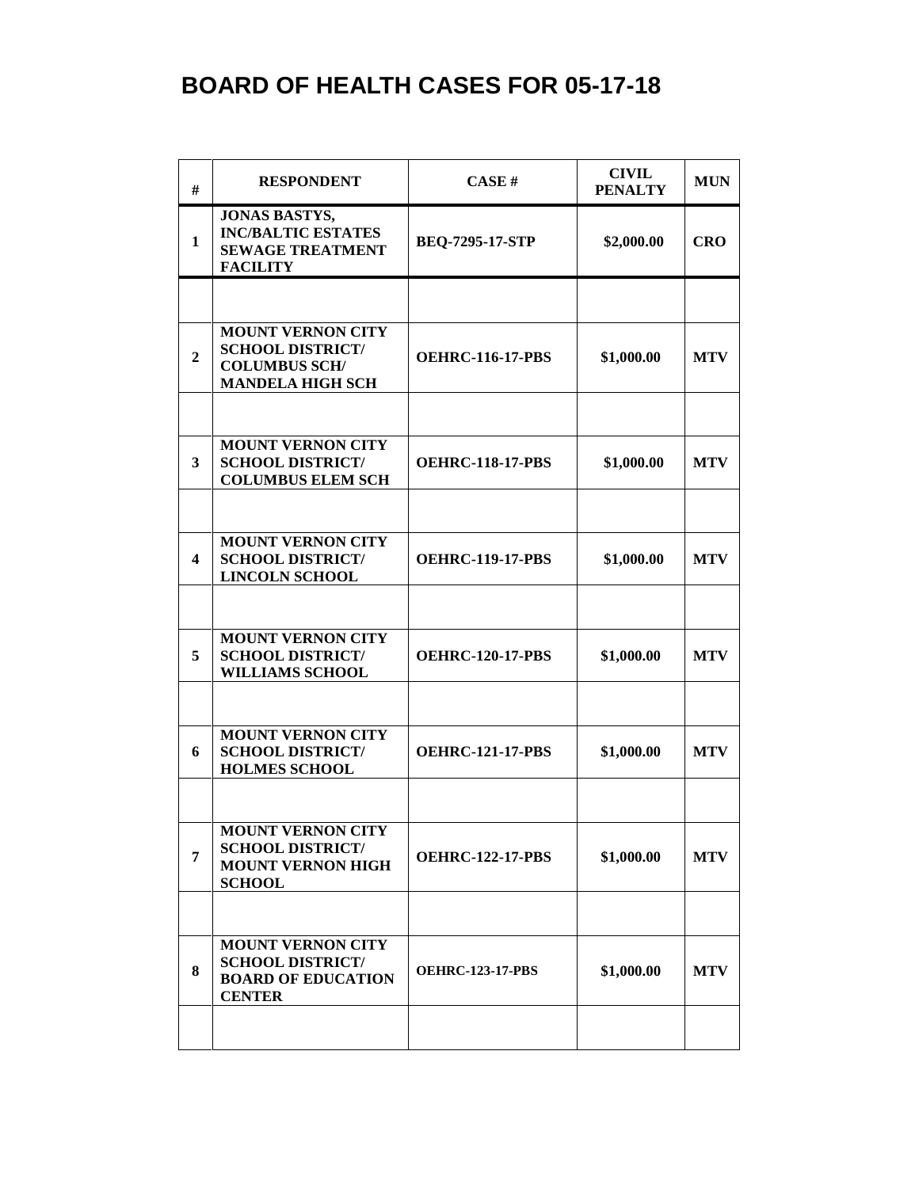# BOARD OF HEALTH CASES FOR 05-17-18

| # | RESPONDENT | CASE # | CIVIL PENALTY | MUN |
|---|---|---|---|---|
| 1 | JONAS BASTYS, INC/BALTIC ESTATES SEWAGE TREATMENT FACILITY | BEQ-7295-17-STP | $2,000.00 | CRO |
| | | | | |
| 2 | MOUNT VERNON CITY SCHOOL DISTRICT/ COLUMBUS SCH/ MANDELA HIGH SCH | OEHRC-116-17-PBS | $1,000.00 | MTV |
| | | | | |
| 3 | MOUNT VERNON CITY SCHOOL DISTRICT/ COLUMBUS ELEM SCH | OEHRC-118-17-PBS | $1,000.00 | MTV |
| | | | | |
| 4 | MOUNT VERNON CITY SCHOOL DISTRICT/ LINCOLN SCHOOL | OEHRC-119-17-PBS | $1,000.00 | MTV |
| | | | | |
| 5 | MOUNT VERNON CITY SCHOOL DISTRICT/ WILLIAMS SCHOOL | OEHRC-120-17-PBS | $1,000.00 | MTV |
| | | | | |
| 6 | MOUNT VERNON CITY SCHOOL DISTRICT/ HOLMES SCHOOL | OEHRC-121-17-PBS | $1,000.00 | MTV |
| | | | | |
| 7 | MOUNT VERNON CITY SCHOOL DISTRICT/ MOUNT VERNON HIGH SCHOOL | OEHRC-122-17-PBS | $1,000.00 | MTV |
| | | | | |
| 8 | MOUNT VERNON CITY SCHOOL DISTRICT/ BOARD OF EDUCATION CENTER | OEHRC-123-17-PBS | $1,000.00 | MTV |
| | | | | |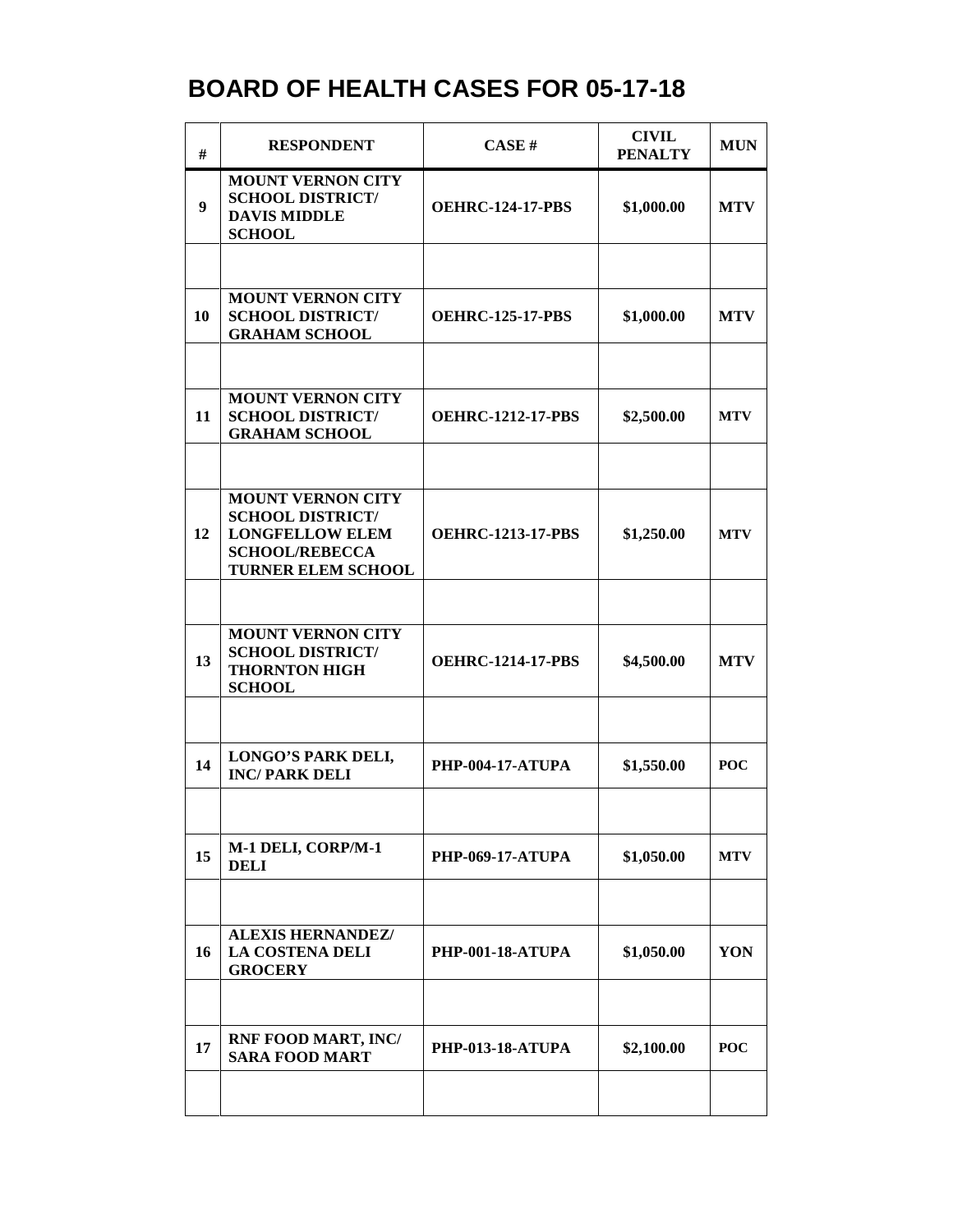# BOARD OF HEALTH CASES FOR 05-17-18

| # | RESPONDENT | CASE # | CIVIL PENALTY | MUN |
|---|---|---|---|---|
| 9 | MOUNT VERNON CITY SCHOOL DISTRICT/ DAVIS MIDDLE SCHOOL | OEHRC-124-17-PBS | $1,000.00 | MTV |
| | | | | |
| 10 | MOUNT VERNON CITY SCHOOL DISTRICT/ GRAHAM SCHOOL | OEHRC-125-17-PBS | $1,000.00 | MTV |
| | | | | |
| 11 | MOUNT VERNON CITY SCHOOL DISTRICT/ GRAHAM SCHOOL | OEHRC-1212-17-PBS | $2,500.00 | MTV |
| | | | | |
| 12 | MOUNT VERNON CITY SCHOOL DISTRICT/ LONGFELLOW ELEM SCHOOL/REBECCA TURNER ELEM SCHOOL | OEHRC-1213-17-PBS | $1,250.00 | MTV |
| | | | | |
| 13 | MOUNT VERNON CITY SCHOOL DISTRICT/ THORNTON HIGH SCHOOL | OEHRC-1214-17-PBS | $4,500.00 | MTV |
| | | | | |
| 14 | LONGO'S PARK DELI, INC/ PARK DELI | PHP-004-17-ATUPA | $1,550.00 | POC |
| | | | | |
| 15 | M-1 DELI, CORP/M-1 DELI | PHP-069-17-ATUPA | $1,050.00 | MTV |
| | | | | |
| 16 | ALEXIS HERNANDEZ/ LA COSTENA DELI GROCERY | PHP-001-18-ATUPA | $1,050.00 | YON |
| | | | | |
| 17 | RNF FOOD MART, INC/ SARA FOOD MART | PHP-013-18-ATUPA | $2,100.00 | POC |
| | | | | |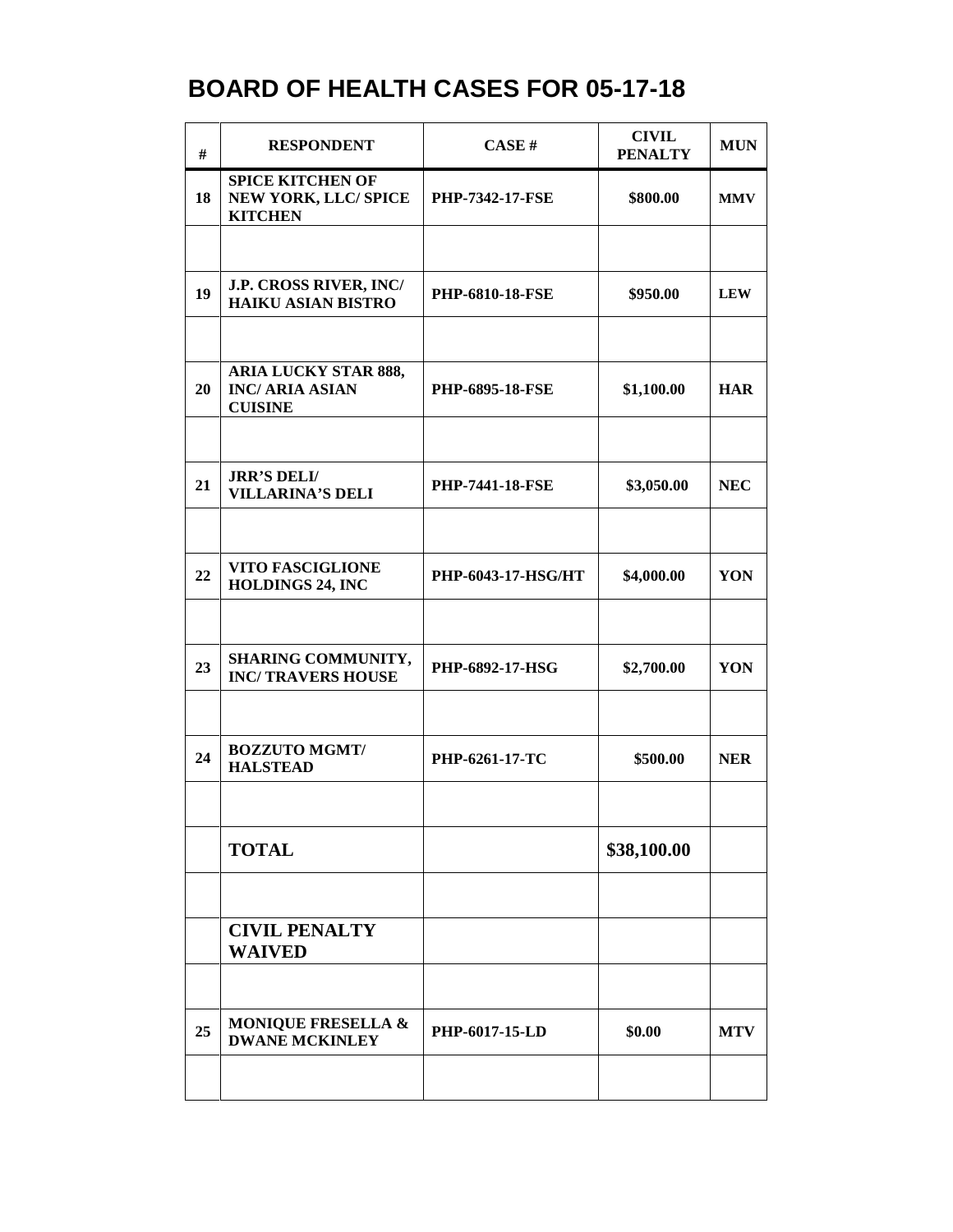# BOARD OF HEALTH CASES FOR 05-17-18

| # | RESPONDENT | CASE # | CIVIL PENALTY | MUN |
|---|---|---|---|---|
| 18 | SPICE KITCHEN OF NEW YORK, LLC/ SPICE KITCHEN | PHP-7342-17-FSE | $800.00 | MMV |
| | | | | |
| 19 | J.P. CROSS RIVER, INC/ HAIKU ASIAN BISTRO | PHP-6810-18-FSE | $950.00 | LEW |
| | | | | |
| 20 | ARIA LUCKY STAR 888, INC/ ARIA ASIAN CUISINE | PHP-6895-18-FSE | $1,100.00 | HAR |
| | | | | |
| 21 | JRR'S DELI/ VILLARINA'S DELI | PHP-7441-18-FSE | $3,050.00 | NEC |
| | | | | |
| 22 | VITO FASCIGLIONE HOLDINGS 24, INC | PHP-6043-17-HSG/HT | $4,000.00 | YON |
| | | | | |
| 23 | SHARING COMMUNITY, INC/ TRAVERS HOUSE | PHP-6892-17-HSG | $2,700.00 | YON |
| | | | | |
| 24 | BOZZUTO MGMT/ HALSTEAD | PHP-6261-17-TC | $500.00 | NER |
| | | | | |
| | **TOTAL** | | **$38,100.00** | |
| | | | | |
| | **CIVIL PENALTY WAIVED** | | | |
| | | | | |
| 25 | MONIQUE FRESELLA & DWANE MCKINLEY | PHP-6017-15-LD | $0.00 | MTV |
| | | | | |